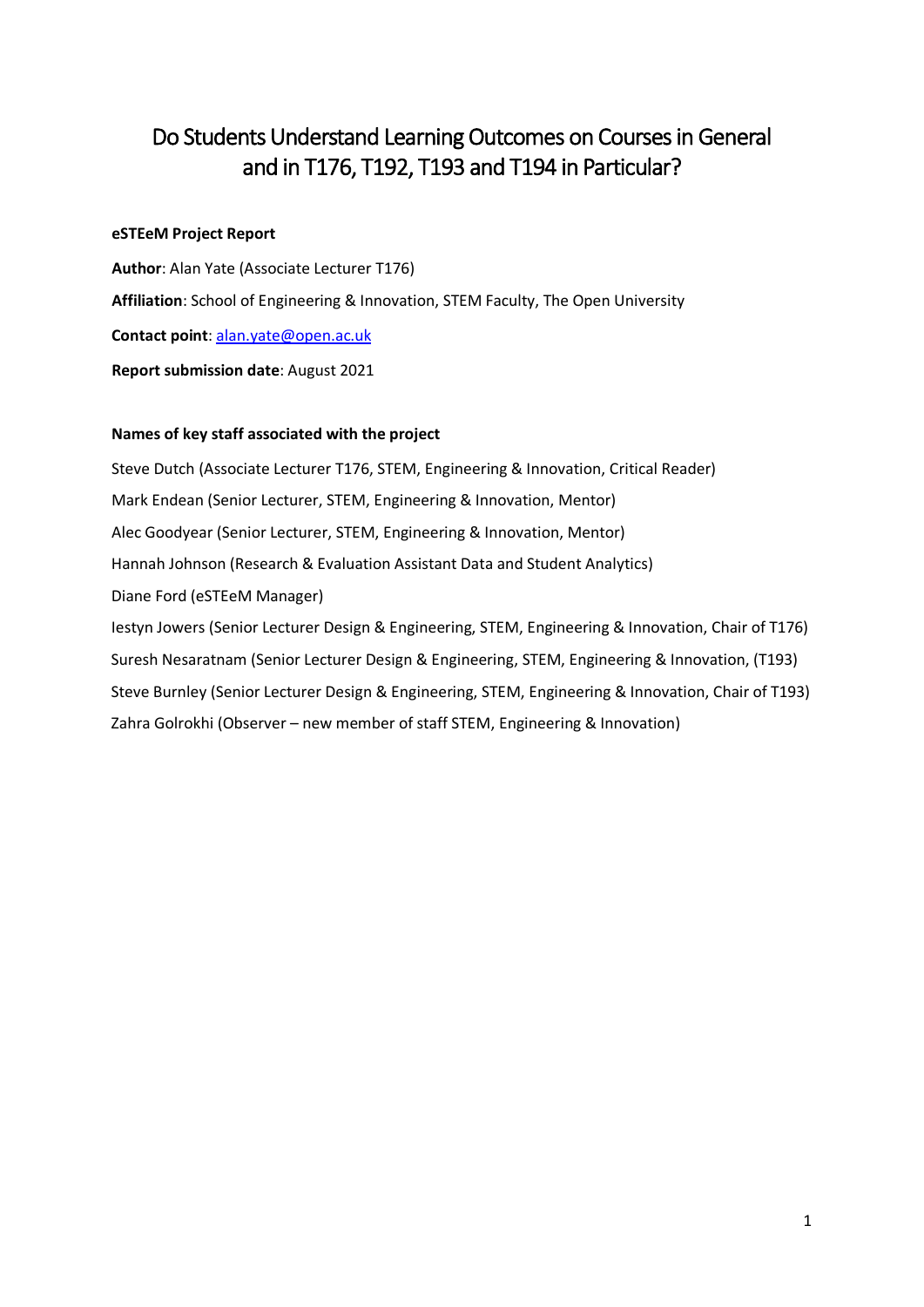# Do Students Understand Learning Outcomes on Courses in General and in T176, T192, T193 and T194 in Particular?

**eSTEeM Project Report**

**Author**: Alan Yate (Associate Lecturer T176)

**Affiliation**: School of Engineering & Innovation, STEM Faculty, The Open University

**Contact point**: alan.yate@open.ac.uk

**Report submission date**: August 2021

**Names of key staff associated with the project**

Steve Dutch (Associate Lecturer T176, STEM, Engineering & Innovation, Critical Reader)

Mark Endean (Senior Lecturer, STEM, Engineering & Innovation, Mentor)

Alec Goodyear (Senior Lecturer, STEM, Engineering & Innovation, Mentor)

Hannah Johnson (Research & Evaluation Assistant Data and Student Analytics)

Diane Ford (eSTEeM Manager)

Iestyn Jowers (Senior Lecturer Design & Engineering, STEM, Engineering & Innovation, Chair of T176)

Suresh Nesaratnam (Senior Lecturer Design & Engineering, STEM, Engineering & Innovation, (T193)

Steve Burnley (Senior Lecturer Design & Engineering, STEM, Engineering & Innovation, Chair of T193)

Zahra Golrokhi (Observer – new member of staff STEM, Engineering & Innovation)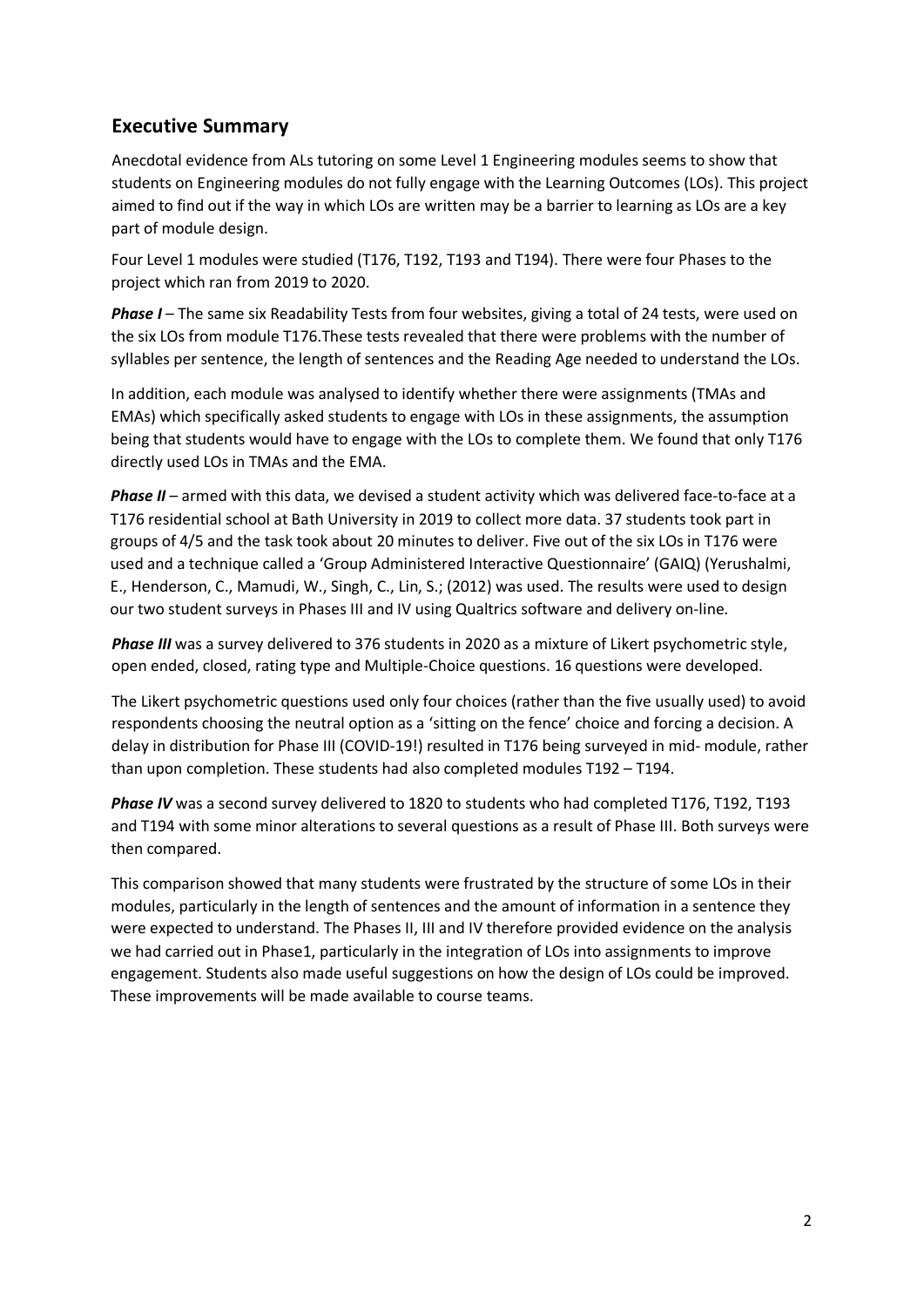## Executive Summary

Anecdotal evidence from ALs tutoring on some Level 1 Engineering modules seems to show that students on Engineering modules do not fully engage with the Learning Outcomes (LOs). This project aimed to find out if the way in which LOs are written may be a barrier to learning as LOs are a key part of module design.

Four Level 1 modules were studied (T176, T192, T193 and T194). There were four Phases to the project which ran from 2019 to 2020.

***Phase I*** – The same six Readability Tests from four websites, giving a total of 24 tests, were used on the six LOs from module T176.These tests revealed that there were problems with the number of syllables per sentence, the length of sentences and the Reading Age needed to understand the LOs.

In addition, each module was analysed to identify whether there were assignments (TMAs and EMAs) which specifically asked students to engage with LOs in these assignments, the assumption being that students would have to engage with the LOs to complete them. We found that only T176 directly used LOs in TMAs and the EMA.

***Phase II*** – armed with this data, we devised a student activity which was delivered face-to-face at a T176 residential school at Bath University in 2019 to collect more data. 37 students took part in groups of 4/5 and the task took about 20 minutes to deliver. Five out of the six LOs in T176 were used and a technique called a 'Group Administered Interactive Questionnaire' (GAIQ) (Yerushalmi, E., Henderson, C., Mamudi, W., Singh, C., Lin, S.; (2012) was used. The results were used to design our two student surveys in Phases III and IV using Qualtrics software and delivery on-line.

***Phase III*** was a survey delivered to 376 students in 2020 as a mixture of Likert psychometric style, open ended, closed, rating type and Multiple-Choice questions. 16 questions were developed.

The Likert psychometric questions used only four choices (rather than the five usually used) to avoid respondents choosing the neutral option as a 'sitting on the fence' choice and forcing a decision. A delay in distribution for Phase III (COVID-19!) resulted in T176 being surveyed in mid- module, rather than upon completion. These students had also completed modules T192 – T194.

***Phase IV*** was a second survey delivered to 1820 to students who had completed T176, T192, T193 and T194 with some minor alterations to several questions as a result of Phase III. Both surveys were then compared.

This comparison showed that many students were frustrated by the structure of some LOs in their modules, particularly in the length of sentences and the amount of information in a sentence they were expected to understand. The Phases II, III and IV therefore provided evidence on the analysis we had carried out in Phase1, particularly in the integration of LOs into assignments to improve engagement. Students also made useful suggestions on how the design of LOs could be improved. These improvements will be made available to course teams.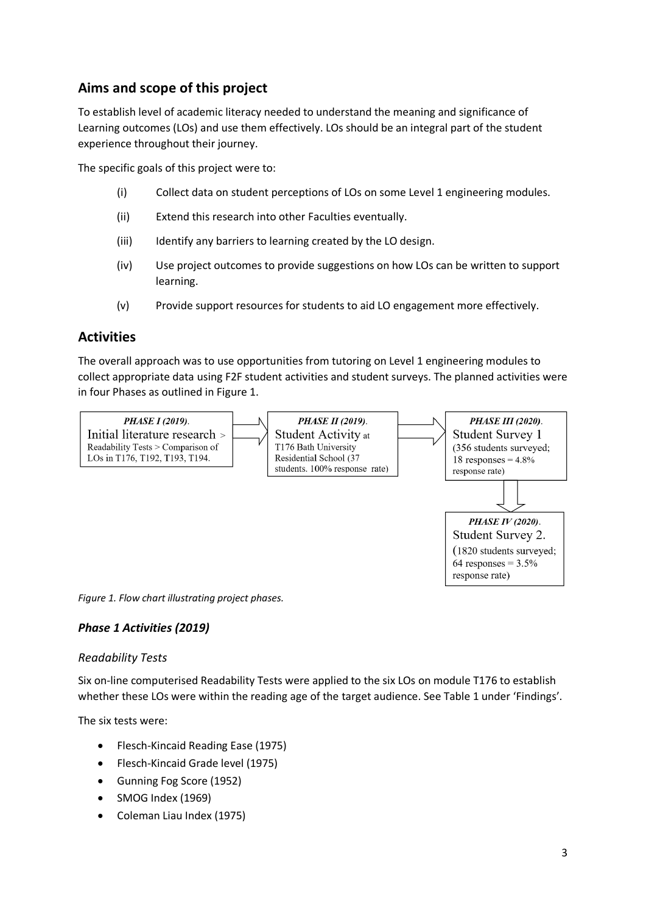## Aims and scope of this project

To establish level of academic literacy needed to understand the meaning and significance of Learning outcomes (LOs) and use them effectively. LOs should be an integral part of the student experience throughout their journey.

The specific goals of this project were to:

(i) Collect data on student perceptions of LOs on some Level 1 engineering modules.

(ii) Extend this research into other Faculties eventually.

(iii) Identify any barriers to learning created by the LO design.

(iv) Use project outcomes to provide suggestions on how LOs can be written to support learning.

(v) Provide support resources for students to aid LO engagement more effectively.

## Activities

The overall approach was to use opportunities from tutoring on Level 1 engineering modules to collect appropriate data using F2F student activities and student surveys. The planned activities were in four Phases as outlined in Figure 1.

**PHASE I (2019).** Initial literature research > Readability Tests > Comparison of LOs in T176, T192, T193, T194.

→ **PHASE II (2019).** Student Activity at T176 Bath University Residential School (37 students. 100% response rate)

→ **PHASE III (2020).** Student Survey 1 (356 students surveyed; 18 responses = 4.8% response rate)

→ **PHASE IV (2020).** Student Survey 2. (1820 students surveyed; 64 responses = 3.5% response rate)

*Figure 1. Flow chart illustrating project phases.*

### *Phase 1 Activities (2019)*

#### *Readability Tests*

Six on-line computerised Readability Tests were applied to the six LOs on module T176 to establish whether these LOs were within the reading age of the target audience. See Table 1 under 'Findings'.

The six tests were:

- Flesch-Kincaid Reading Ease (1975)
- Flesch-Kincaid Grade level (1975)
- Gunning Fog Score (1952)
- SMOG Index (1969)
- Coleman Liau Index (1975)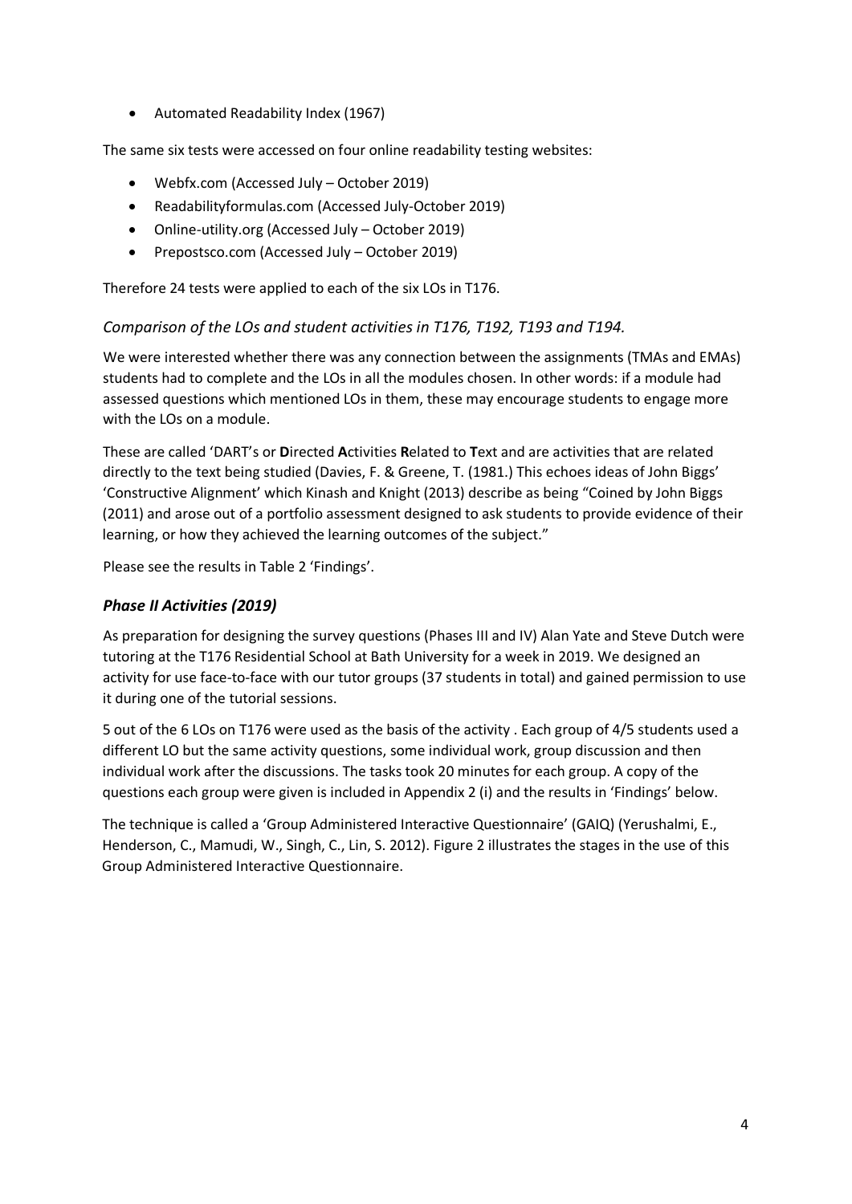- Automated Readability Index (1967)

The same six tests were accessed on four online readability testing websites:

- Webfx.com (Accessed July – October 2019)
- Readabilityformulas.com (Accessed July-October 2019)
- Online-utility.org (Accessed July – October 2019)
- Prepostsco.com (Accessed July – October 2019)

Therefore 24 tests were applied to each of the six LOs in T176.

### *Comparison of the LOs and student activities in T176, T192, T193 and T194.*

We were interested whether there was any connection between the assignments (TMAs and EMAs) students had to complete and the LOs in all the modules chosen. In other words: if a module had assessed questions which mentioned LOs in them, these may encourage students to engage more with the LOs on a module.

These are called 'DART's or **D**irected **A**ctivities **R**elated to **T**ext and are activities that are related directly to the text being studied (Davies, F. & Greene, T. (1981.) This echoes ideas of John Biggs' 'Constructive Alignment' which Kinash and Knight (2013) describe as being "Coined by John Biggs (2011) and arose out of a portfolio assessment designed to ask students to provide evidence of their learning, or how they achieved the learning outcomes of the subject."

Please see the results in Table 2 'Findings'.

### ***Phase II Activities (2019)***

As preparation for designing the survey questions (Phases III and IV) Alan Yate and Steve Dutch were tutoring at the T176 Residential School at Bath University for a week in 2019. We designed an activity for use face-to-face with our tutor groups (37 students in total) and gained permission to use it during one of the tutorial sessions.

5 out of the 6 LOs on T176 were used as the basis of the activity . Each group of 4/5 students used a different LO but the same activity questions, some individual work, group discussion and then individual work after the discussions. The tasks took 20 minutes for each group. A copy of the questions each group were given is included in Appendix 2 (i) and the results in 'Findings' below.

The technique is called a 'Group Administered Interactive Questionnaire' (GAIQ) (Yerushalmi, E., Henderson, C., Mamudi, W., Singh, C., Lin, S. 2012). Figure 2 illustrates the stages in the use of this Group Administered Interactive Questionnaire.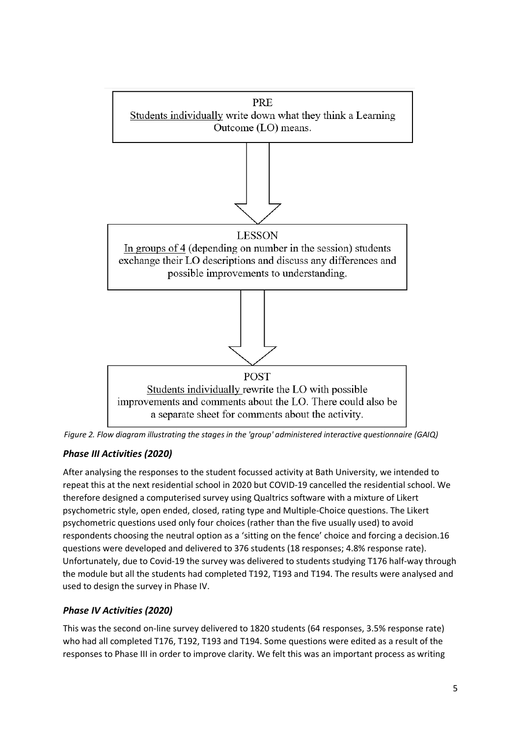PRE

Students individually write down what they think a Learning Outcome (LO) means.

LESSON

In groups of 4 (depending on number in the session) students exchange their LO descriptions and discuss any differences and possible improvements to understanding.

POST

Students individually rewrite the LO with possible improvements and comments about the LO. There could also be a separate sheet for comments about the activity.

*Figure 2. Flow diagram illustrating the stages in the 'group' administered interactive questionnaire (GAIQ)*

### *Phase III Activities (2020)*

After analysing the responses to the student focussed activity at Bath University, we intended to repeat this at the next residential school in 2020 but COVID-19 cancelled the residential school. We therefore designed a computerised survey using Qualtrics software with a mixture of Likert psychometric style, open ended, closed, rating type and Multiple-Choice questions. The Likert psychometric questions used only four choices (rather than the five usually used) to avoid respondents choosing the neutral option as a 'sitting on the fence' choice and forcing a decision.16 questions were developed and delivered to 376 students (18 responses; 4.8% response rate). Unfortunately, due to Covid-19 the survey was delivered to students studying T176 half-way through the module but all the students had completed T192, T193 and T194. The results were analysed and used to design the survey in Phase IV.

### *Phase IV Activities (2020)*

This was the second on-line survey delivered to 1820 students (64 responses, 3.5% response rate) who had all completed T176, T192, T193 and T194. Some questions were edited as a result of the responses to Phase III in order to improve clarity. We felt this was an important process as writing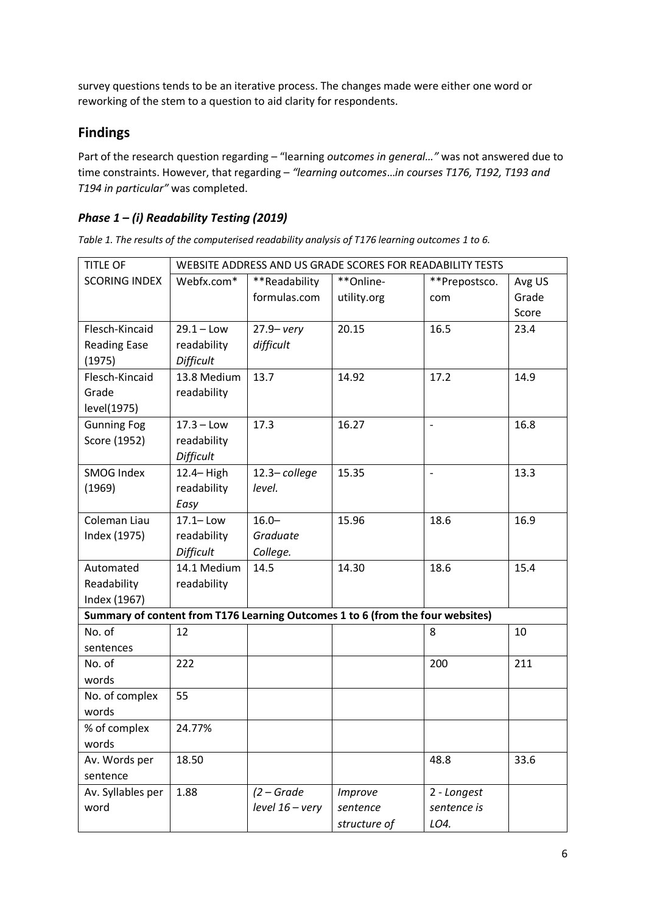survey questions tends to be an iterative process. The changes made were either one word or reworking of the stem to a question to aid clarity for respondents.

## Findings

Part of the research question regarding – "learning *outcomes in general…"* was not answered due to time constraints. However, that regarding – *"learning outcomes…in courses T176, T192, T193 and T194 in particular"* was completed.

### *Phase 1 – (i) Readability Testing (2019)*

*Table 1. The results of the computerised readability analysis of T176 learning outcomes 1 to 6.*

| TITLE OF SCORING INDEX | WEBSITE ADDRESS AND US GRADE SCORES FOR READABILITY TESTS | | | | |
|---|---|---|---|---|---|
| | Webfx.com* | **Readability formulas.com | **Online-utility.org | **Prepostsco. com | Avg US Grade Score |
| Flesch-Kincaid Reading Ease (1975) | 29.1 – Low readability *Difficult* | 27.9– *very difficult* | 20.15 | 16.5 | 23.4 |
| Flesch-Kincaid Grade level(1975) | 13.8 Medium readability | 13.7 | 14.92 | 17.2 | 14.9 |
| Gunning Fog Score (1952) | 17.3 – Low readability *Difficult* | 17.3 | 16.27 | - | 16.8 |
| SMOG Index (1969) | 12.4– High readability *Easy* | 12.3– *college level.* | 15.35 | - | 13.3 |
| Coleman Liau Index (1975) | 17.1– Low readability *Difficult* | 16.0– *Graduate College.* | 15.96 | 18.6 | 16.9 |
| Automated Readability Index (1967) | 14.1 Medium readability | 14.5 | 14.30 | 18.6 | 15.4 |
| **Summary of content from T176 Learning Outcomes 1 to 6 (from the four websites)** | | | | | |
| No. of sentences | 12 | | | 8 | 10 |
| No. of words | 222 | | | 200 | 211 |
| No. of complex words | 55 | | | | |
| % of complex words | 24.77% | | | | |
| Av. Words per sentence | 18.50 | | | 48.8 | 33.6 |
| Av. Syllables per word | 1.88 | *(2 – Grade level 16 – very* | *Improve sentence structure of* | *2 - Longest sentence is LO4.* | |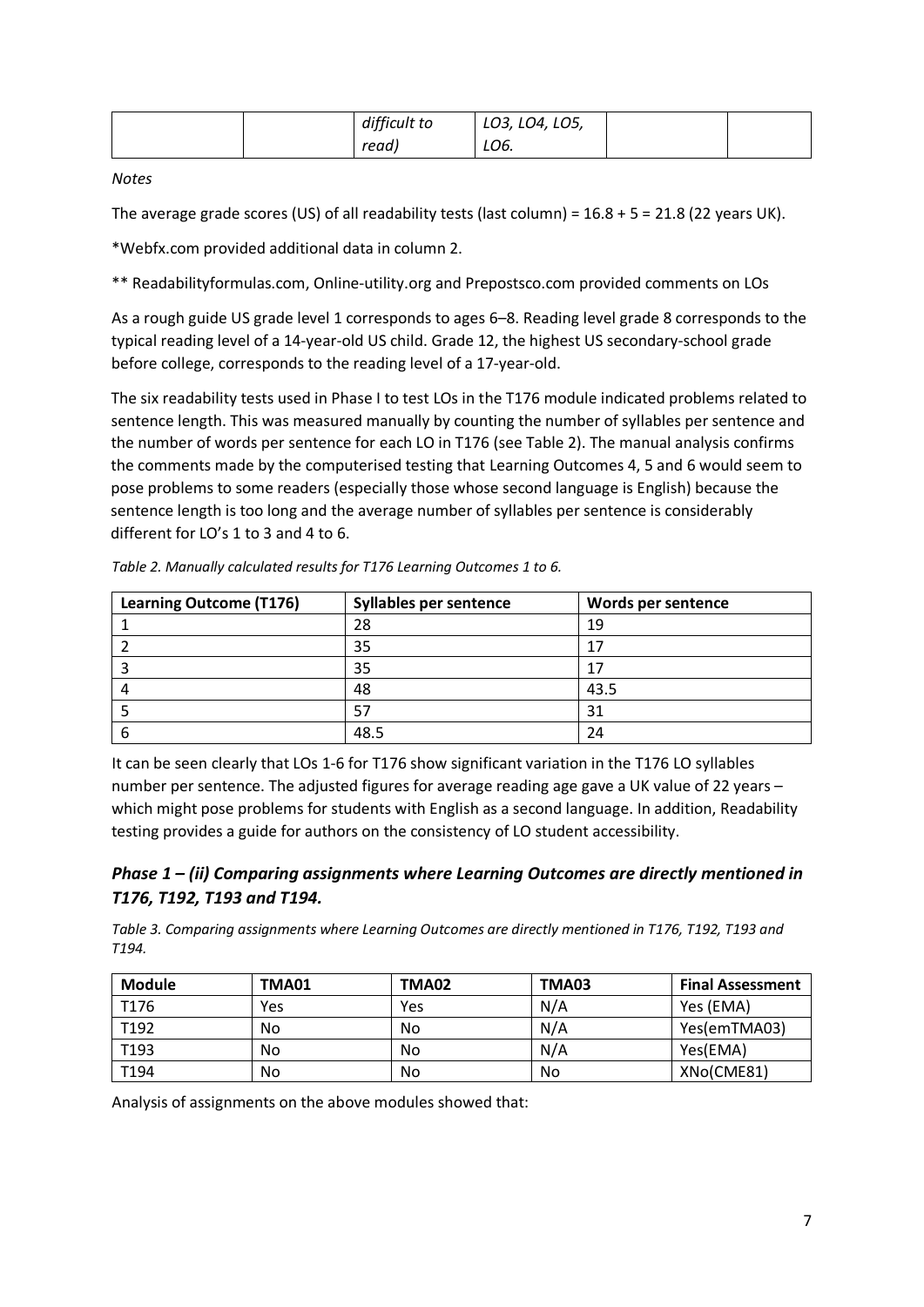|  |  | *difficult to read)* | *LO3, LO4, LO5, LO6.* |  |  |
|---|---|---|---|---|---|

*Notes*

The average grade scores (US) of all readability tests (last column) = 16.8 + 5 = 21.8 (22 years UK).

*Webfx.com provided additional data in column 2.

** Readabilityformulas.com, Online-utility.org and Prepostsco.com provided comments on LOs

As a rough guide US grade level 1 corresponds to ages 6–8. Reading level grade 8 corresponds to the typical reading level of a 14-year-old US child. Grade 12, the highest US secondary-school grade before college, corresponds to the reading level of a 17-year-old.

The six readability tests used in Phase I to test LOs in the T176 module indicated problems related to sentence length. This was measured manually by counting the number of syllables per sentence and the number of words per sentence for each LO in T176 (see Table 2). The manual analysis confirms the comments made by the computerised testing that Learning Outcomes 4, 5 and 6 would seem to pose problems to some readers (especially those whose second language is English) because the sentence length is too long and the average number of syllables per sentence is considerably different for LO's 1 to 3 and 4 to 6.

*Table 2. Manually calculated results for T176 Learning Outcomes 1 to 6.*

| Learning Outcome (T176) | Syllables per sentence | Words per sentence |
|---|---|---|
| 1 | 28 | 19 |
| 2 | 35 | 17 |
| 3 | 35 | 17 |
| 4 | 48 | 43.5 |
| 5 | 57 | 31 |
| 6 | 48.5 | 24 |

It can be seen clearly that LOs 1-6 for T176 show significant variation in the T176 LO syllables number per sentence. The adjusted figures for average reading age gave a UK value of 22 years – which might pose problems for students with English as a second language. In addition, Readability testing provides a guide for authors on the consistency of LO student accessibility.

### *Phase 1 – (ii) Comparing assignments where Learning Outcomes are directly mentioned in T176, T192, T193 and T194.*

*Table 3. Comparing assignments where Learning Outcomes are directly mentioned in T176, T192, T193 and T194.*

| Module | TMA01 | TMA02 | TMA03 | Final Assessment |
|---|---|---|---|---|
| T176 | Yes | Yes | N/A | Yes (EMA) |
| T192 | No | No | N/A | Yes(emTMA03) |
| T193 | No | No | N/A | Yes(EMA) |
| T194 | No | No | No | XNo(CME81) |

Analysis of assignments on the above modules showed that: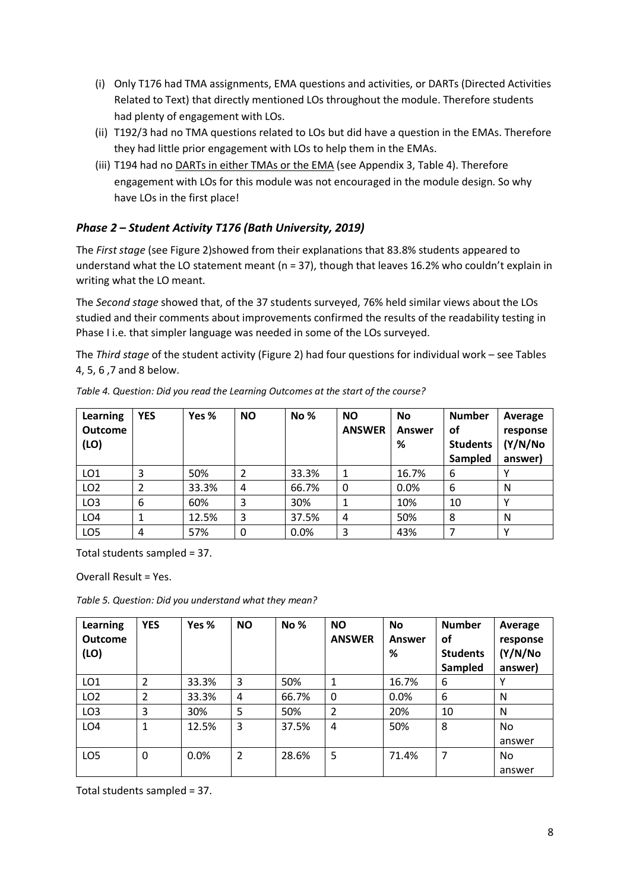(i) Only T176 had TMA assignments, EMA questions and activities, or DARTs (Directed Activities Related to Text) that directly mentioned LOs throughout the module. Therefore students had plenty of engagement with LOs.

(ii) T192/3 had no TMA questions related to LOs but did have a question in the EMAs. Therefore they had little prior engagement with LOs to help them in the EMAs.

(iii) T194 had no DARTs in either TMAs or the EMA (see Appendix 3, Table 4). Therefore engagement with LOs for this module was not encouraged in the module design. So why have LOs in the first place!

### *Phase 2 – Student Activity T176 (Bath University, 2019)*

The *First stage* (see Figure 2)showed from their explanations that 83.8% students appeared to understand what the LO statement meant (n = 37), though that leaves 16.2% who couldn't explain in writing what the LO meant.

The *Second stage* showed that, of the 37 students surveyed, 76% held similar views about the LOs studied and their comments about improvements confirmed the results of the readability testing in Phase I i.e. that simpler language was needed in some of the LOs surveyed.

The *Third stage* of the student activity (Figure 2) had four questions for individual work – see Tables 4, 5, 6 ,7 and 8 below.

*Table 4. Question: Did you read the Learning Outcomes at the start of the course?*

| Learning Outcome (LO) | YES | Yes % | NO | No % | NO ANSWER | No Answer % | Number of Students Sampled | Average response (Y/N/No answer) |
|---|---|---|---|---|---|---|---|---|
| LO1 | 3 | 50% | 2 | 33.3% | 1 | 16.7% | 6 | Y |
| LO2 | 2 | 33.3% | 4 | 66.7% | 0 | 0.0% | 6 | N |
| LO3 | 6 | 60% | 3 | 30% | 1 | 10% | 10 | Y |
| LO4 | 1 | 12.5% | 3 | 37.5% | 4 | 50% | 8 | N |
| LO5 | 4 | 57% | 0 | 0.0% | 3 | 43% | 7 | Y |

Total students sampled = 37.

Overall Result = Yes.

*Table 5. Question: Did you understand what they mean?*

| Learning Outcome (LO) | YES | Yes % | NO | No % | NO ANSWER | No Answer % | Number of Students Sampled | Average response (Y/N/No answer) |
|---|---|---|---|---|---|---|---|---|
| LO1 | 2 | 33.3% | 3 | 50% | 1 | 16.7% | 6 | Y |
| LO2 | 2 | 33.3% | 4 | 66.7% | 0 | 0.0% | 6 | N |
| LO3 | 3 | 30% | 5 | 50% | 2 | 20% | 10 | N |
| LO4 | 1 | 12.5% | 3 | 37.5% | 4 | 50% | 8 | No answer |
| LO5 | 0 | 0.0% | 2 | 28.6% | 5 | 71.4% | 7 | No answer |

Total students sampled = 37.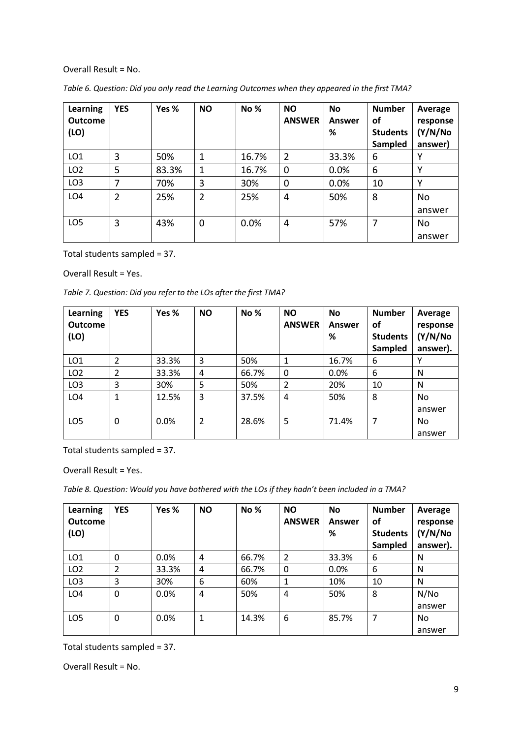Overall Result = No.

*Table 6. Question: Did you only read the Learning Outcomes when they appeared in the first TMA?*

| Learning Outcome (LO) | YES | Yes % | NO | No % | NO ANSWER | No Answer % | Number of Students Sampled | Average response (Y/N/No answer) |
|---|---|---|---|---|---|---|---|---|
| LO1 | 3 | 50% | 1 | 16.7% | 2 | 33.3% | 6 | Y |
| LO2 | 5 | 83.3% | 1 | 16.7% | 0 | 0.0% | 6 | Y |
| LO3 | 7 | 70% | 3 | 30% | 0 | 0.0% | 10 | Y |
| LO4 | 2 | 25% | 2 | 25% | 4 | 50% | 8 | No answer |
| LO5 | 3 | 43% | 0 | 0.0% | 4 | 57% | 7 | No answer |

Total students sampled = 37.

Overall Result = Yes.

*Table 7. Question: Did you refer to the LOs after the first TMA?*

| Learning Outcome (LO) | YES | Yes % | NO | No % | NO ANSWER | No Answer % | Number of Students Sampled | Average response (Y/N/No answer). |
|---|---|---|---|---|---|---|---|---|
| LO1 | 2 | 33.3% | 3 | 50% | 1 | 16.7% | 6 | Y |
| LO2 | 2 | 33.3% | 4 | 66.7% | 0 | 0.0% | 6 | N |
| LO3 | 3 | 30% | 5 | 50% | 2 | 20% | 10 | N |
| LO4 | 1 | 12.5% | 3 | 37.5% | 4 | 50% | 8 | No answer |
| LO5 | 0 | 0.0% | 2 | 28.6% | 5 | 71.4% | 7 | No answer |

Total students sampled = 37.

Overall Result = Yes.

*Table 8. Question: Would you have bothered with the LOs if they hadn't been included in a TMA?*

| Learning Outcome (LO) | YES | Yes % | NO | No % | NO ANSWER | No Answer % | Number of Students Sampled | Average response (Y/N/No answer). |
|---|---|---|---|---|---|---|---|---|
| LO1 | 0 | 0.0% | 4 | 66.7% | 2 | 33.3% | 6 | N |
| LO2 | 2 | 33.3% | 4 | 66.7% | 0 | 0.0% | 6 | N |
| LO3 | 3 | 30% | 6 | 60% | 1 | 10% | 10 | N |
| LO4 | 0 | 0.0% | 4 | 50% | 4 | 50% | 8 | N/No answer |
| LO5 | 0 | 0.0% | 1 | 14.3% | 6 | 85.7% | 7 | No answer |

Total students sampled = 37.

Overall Result = No.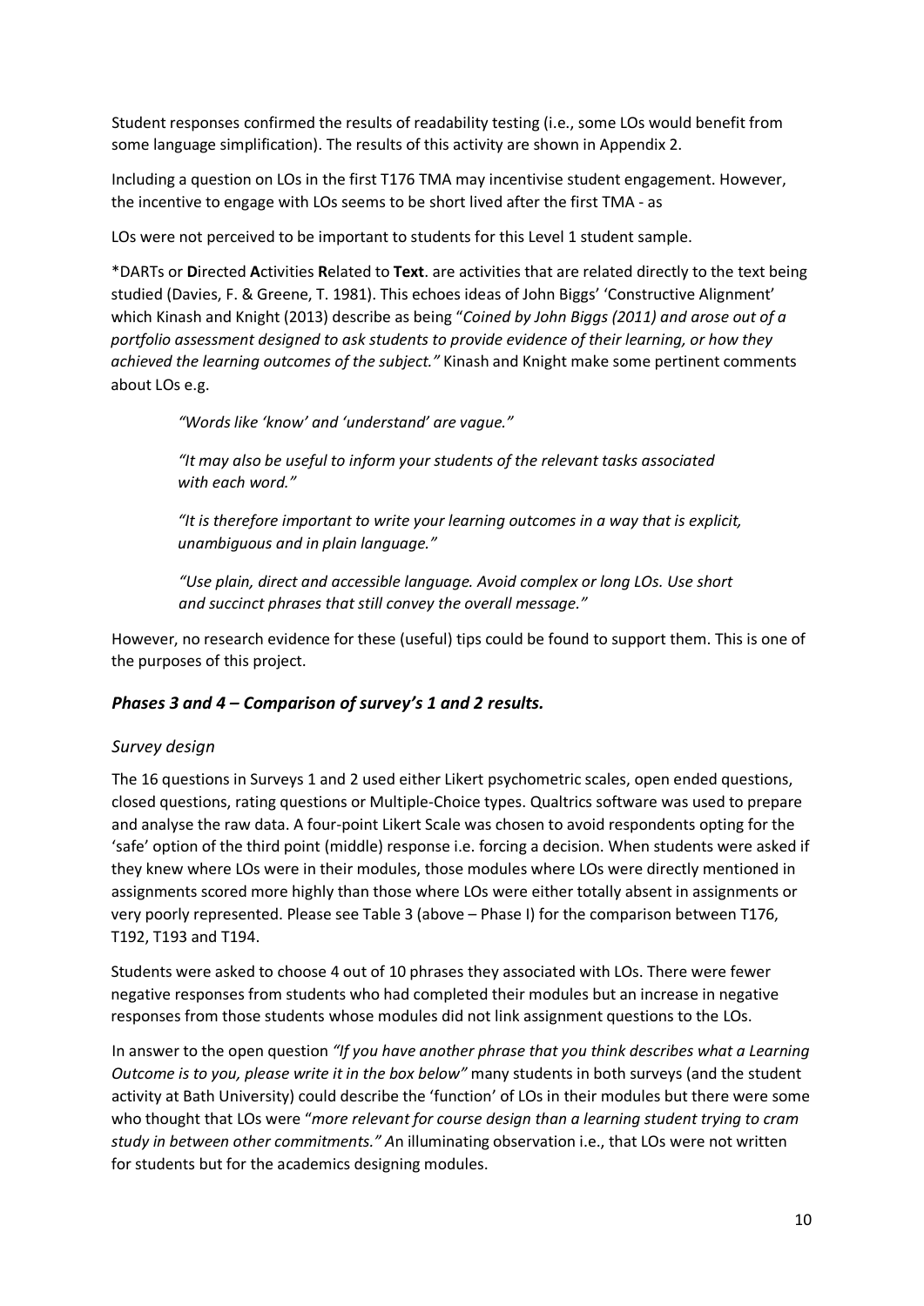Student responses confirmed the results of readability testing (i.e., some LOs would benefit from some language simplification). The results of this activity are shown in Appendix 2.

Including a question on LOs in the first T176 TMA may incentivise student engagement. However, the incentive to engage with LOs seems to be short lived after the first TMA - as

LOs were not perceived to be important to students for this Level 1 student sample.

*DARTs or **D**irected **A**ctivities **R**elated to **Text**. are activities that are related directly to the text being studied (Davies, F. & Greene, T. 1981). This echoes ideas of John Biggs' 'Constructive Alignment' which Kinash and Knight (2013) describe as being "*Coined by John Biggs (2011) and arose out of a portfolio assessment designed to ask students to provide evidence of their learning, or how they achieved the learning outcomes of the subject."* Kinash and Knight make some pertinent comments about LOs e.g.

> *"Words like 'know' and 'understand' are vague."*
>
> *"It may also be useful to inform your students of the relevant tasks associated with each word."*
>
> *"It is therefore important to write your learning outcomes in a way that is explicit, unambiguous and in plain language."*
>
> *"Use plain, direct and accessible language. Avoid complex or long LOs. Use short and succinct phrases that still convey the overall message."*

However, no research evidence for these (useful) tips could be found to support them. This is one of the purposes of this project.

### *Phases 3 and 4 – Comparison of survey's 1 and 2 results.*

#### *Survey design*

The 16 questions in Surveys 1 and 2 used either Likert psychometric scales, open ended questions, closed questions, rating questions or Multiple-Choice types. Qualtrics software was used to prepare and analyse the raw data. A four-point Likert Scale was chosen to avoid respondents opting for the 'safe' option of the third point (middle) response i.e. forcing a decision. When students were asked if they knew where LOs were in their modules, those modules where LOs were directly mentioned in assignments scored more highly than those where LOs were either totally absent in assignments or very poorly represented. Please see Table 3 (above – Phase I) for the comparison between T176, T192, T193 and T194.

Students were asked to choose 4 out of 10 phrases they associated with LOs. There were fewer negative responses from students who had completed their modules but an increase in negative responses from those students whose modules did not link assignment questions to the LOs.

In answer to the open question *"If you have another phrase that you think describes what a Learning Outcome is to you, please write it in the box below"* many students in both surveys (and the student activity at Bath University) could describe the 'function' of LOs in their modules but there were some who thought that LOs were "*more relevant for course design than a learning student trying to cram study in between other commitments." A*n illuminating observation i.e., that LOs were not written for students but for the academics designing modules.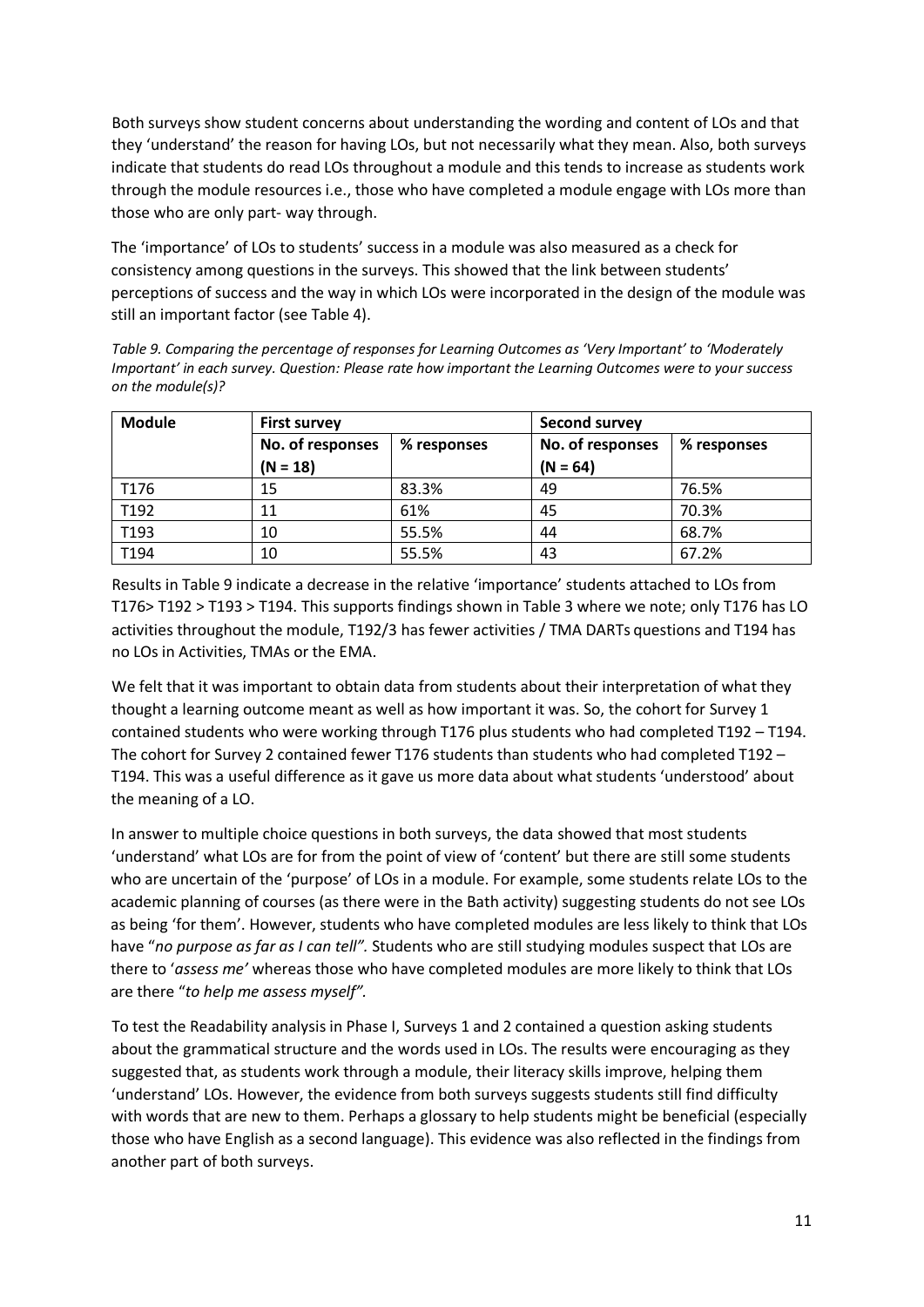Both surveys show student concerns about understanding the wording and content of LOs and that they 'understand' the reason for having LOs, but not necessarily what they mean. Also, both surveys indicate that students do read LOs throughout a module and this tends to increase as students work through the module resources i.e., those who have completed a module engage with LOs more than those who are only part- way through.

The 'importance' of LOs to students' success in a module was also measured as a check for consistency among questions in the surveys. This showed that the link between students' perceptions of success and the way in which LOs were incorporated in the design of the module was still an important factor (see Table 4).

*Table 9. Comparing the percentage of responses for Learning Outcomes as 'Very Important' to 'Moderately Important' in each survey. Question: Please rate how important the Learning Outcomes were to your success on the module(s)?*

| Module | First survey | | Second survey | |
|---|---|---|---|---|
| | No. of responses (N = 18) | % responses | No. of responses (N = 64) | % responses |
| T176 | 15 | 83.3% | 49 | 76.5% |
| T192 | 11 | 61% | 45 | 70.3% |
| T193 | 10 | 55.5% | 44 | 68.7% |
| T194 | 10 | 55.5% | 43 | 67.2% |

Results in Table 9 indicate a decrease in the relative 'importance' students attached to LOs from T176> T192 > T193 > T194. This supports findings shown in Table 3 where we note; only T176 has LO activities throughout the module, T192/3 has fewer activities / TMA DARTs questions and T194 has no LOs in Activities, TMAs or the EMA.

We felt that it was important to obtain data from students about their interpretation of what they thought a learning outcome meant as well as how important it was. So, the cohort for Survey 1 contained students who were working through T176 plus students who had completed T192 – T194. The cohort for Survey 2 contained fewer T176 students than students who had completed T192 – T194. This was a useful difference as it gave us more data about what students 'understood' about the meaning of a LO.

In answer to multiple choice questions in both surveys, the data showed that most students 'understand' what LOs are for from the point of view of 'content' but there are still some students who are uncertain of the 'purpose' of LOs in a module. For example, some students relate LOs to the academic planning of courses (as there were in the Bath activity) suggesting students do not see LOs as being 'for them'. However, students who have completed modules are less likely to think that LOs have "*no purpose as far as I can tell".* Students who are still studying modules suspect that LOs are there to '*assess me'* whereas those who have completed modules are more likely to think that LOs are there "*to help me assess myself".*

To test the Readability analysis in Phase I, Surveys 1 and 2 contained a question asking students about the grammatical structure and the words used in LOs. The results were encouraging as they suggested that, as students work through a module, their literacy skills improve, helping them 'understand' LOs. However, the evidence from both surveys suggests students still find difficulty with words that are new to them. Perhaps a glossary to help students might be beneficial (especially those who have English as a second language). This evidence was also reflected in the findings from another part of both surveys.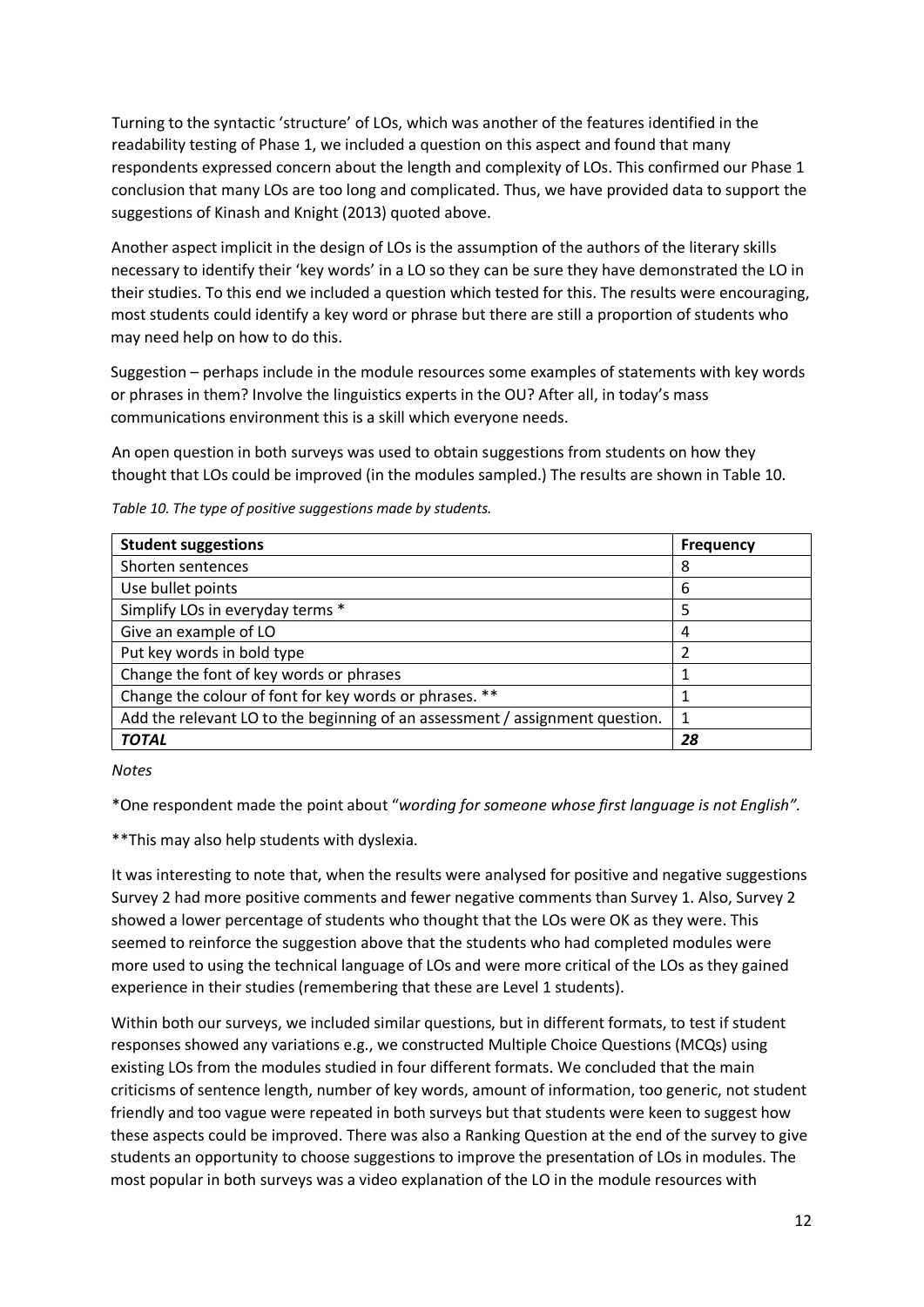Turning to the syntactic 'structure' of LOs, which was another of the features identified in the readability testing of Phase 1, we included a question on this aspect and found that many respondents expressed concern about the length and complexity of LOs. This confirmed our Phase 1 conclusion that many LOs are too long and complicated. Thus, we have provided data to support the suggestions of Kinash and Knight (2013) quoted above.

Another aspect implicit in the design of LOs is the assumption of the authors of the literary skills necessary to identify their 'key words' in a LO so they can be sure they have demonstrated the LO in their studies. To this end we included a question which tested for this. The results were encouraging, most students could identify a key word or phrase but there are still a proportion of students who may need help on how to do this.

Suggestion – perhaps include in the module resources some examples of statements with key words or phrases in them? Involve the linguistics experts in the OU? After all, in today's mass communications environment this is a skill which everyone needs.

An open question in both surveys was used to obtain suggestions from students on how they thought that LOs could be improved (in the modules sampled.) The results are shown in Table 10.

*Table 10. The type of positive suggestions made by students.*

| **Student suggestions** | **Frequency** |
|---|---|
| Shorten sentences | 8 |
| Use bullet points | 6 |
| Simplify LOs in everyday terms * | 5 |
| Give an example of LO | 4 |
| Put key words in bold type | 2 |
| Change the font of key words or phrases | 1 |
| Change the colour of font for key words or phrases. ** | 1 |
| Add the relevant LO to the beginning of an assessment / assignment question. | 1 |
| ***TOTAL*** | ***28*** |

*Notes*

*One respondent made the point about "*wording for someone whose first language is not English".*

**This may also help students with dyslexia.

It was interesting to note that, when the results were analysed for positive and negative suggestions Survey 2 had more positive comments and fewer negative comments than Survey 1. Also, Survey 2 showed a lower percentage of students who thought that the LOs were OK as they were. This seemed to reinforce the suggestion above that the students who had completed modules were more used to using the technical language of LOs and were more critical of the LOs as they gained experience in their studies (remembering that these are Level 1 students).

Within both our surveys, we included similar questions, but in different formats, to test if student responses showed any variations e.g., we constructed Multiple Choice Questions (MCQs) using existing LOs from the modules studied in four different formats. We concluded that the main criticisms of sentence length, number of key words, amount of information, too generic, not student friendly and too vague were repeated in both surveys but that students were keen to suggest how these aspects could be improved. There was also a Ranking Question at the end of the survey to give students an opportunity to choose suggestions to improve the presentation of LOs in modules. The most popular in both surveys was a video explanation of the LO in the module resources with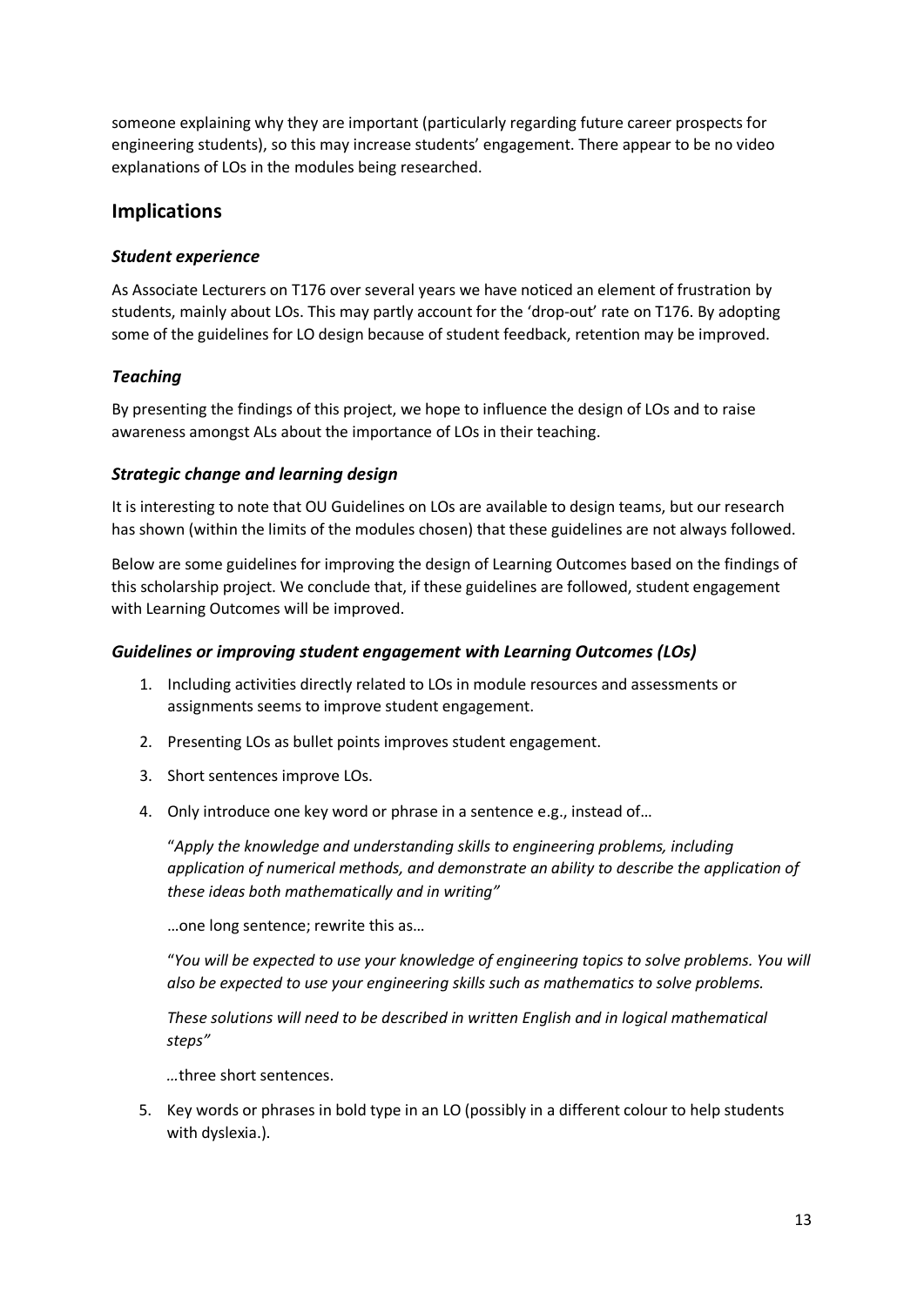someone explaining why they are important (particularly regarding future career prospects for engineering students), so this may increase students' engagement. There appear to be no video explanations of LOs in the modules being researched.

## Implications

### *Student experience*

As Associate Lecturers on T176 over several years we have noticed an element of frustration by students, mainly about LOs. This may partly account for the 'drop-out' rate on T176. By adopting some of the guidelines for LO design because of student feedback, retention may be improved.

### *Teaching*

By presenting the findings of this project, we hope to influence the design of LOs and to raise awareness amongst ALs about the importance of LOs in their teaching.

### *Strategic change and learning design*

It is interesting to note that OU Guidelines on LOs are available to design teams, but our research has shown (within the limits of the modules chosen) that these guidelines are not always followed.

Below are some guidelines for improving the design of Learning Outcomes based on the findings of this scholarship project. We conclude that, if these guidelines are followed, student engagement with Learning Outcomes will be improved.

### *Guidelines or improving student engagement with Learning Outcomes (LOs)*

1. Including activities directly related to LOs in module resources and assessments or assignments seems to improve student engagement.

2. Presenting LOs as bullet points improves student engagement.

3. Short sentences improve LOs.

4. Only introduce one key word or phrase in a sentence e.g., instead of…

   "*Apply the knowledge and understanding skills to engineering problems, including application of numerical methods, and demonstrate an ability to describe the application of these ideas both mathematically and in writing"*

   …one long sentence; rewrite this as…

   "*You will be expected to use your knowledge of engineering topics to solve problems. You will also be expected to use your engineering skills such as mathematics to solve problems.*

   *These solutions will need to be described in written English and in logical mathematical steps"*

   …three short sentences.

5. Key words or phrases in bold type in an LO (possibly in a different colour to help students with dyslexia.).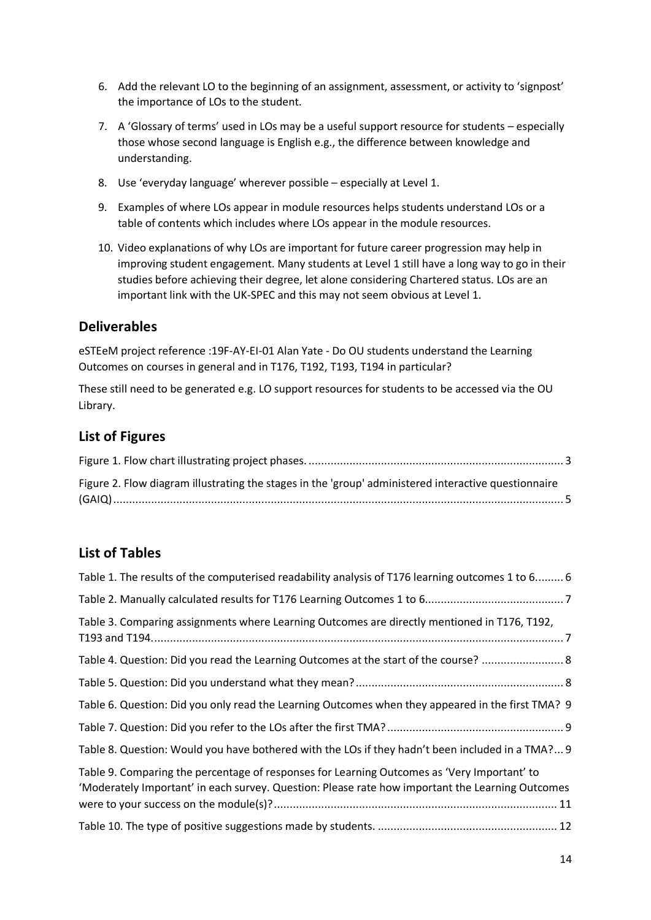6. Add the relevant LO to the beginning of an assignment, assessment, or activity to 'signpost' the importance of LOs to the student.

7. A 'Glossary of terms' used in LOs may be a useful support resource for students – especially those whose second language is English e.g., the difference between knowledge and understanding.

8. Use 'everyday language' wherever possible – especially at Level 1.

9. Examples of where LOs appear in module resources helps students understand LOs or a table of contents which includes where LOs appear in the module resources.

10. Video explanations of why LOs are important for future career progression may help in improving student engagement. Many students at Level 1 still have a long way to go in their studies before achieving their degree, let alone considering Chartered status. LOs are an important link with the UK-SPEC and this may not seem obvious at Level 1.

## Deliverables

eSTEeM project reference :19F-AY-EI-01 Alan Yate - Do OU students understand the Learning Outcomes on courses in general and in T176, T192, T193, T194 in particular?

These still need to be generated e.g. LO support resources for students to be accessed via the OU Library.

## List of Figures

Figure 1. Flow chart illustrating project phases. .................................................................................. 3

Figure 2. Flow diagram illustrating the stages in the 'group' administered interactive questionnaire (GAIQ) ............................................................................................................................................. 5

## List of Tables

Table 1. The results of the computerised readability analysis of T176 learning outcomes 1 to 6......... 6

Table 2. Manually calculated results for T176 Learning Outcomes 1 to 6............................................ 7

Table 3. Comparing assignments where Learning Outcomes are directly mentioned in T176, T192, T193 and T194.................................................................................................................................. 7

Table 4. Question: Did you read the Learning Outcomes at the start of the course? .......................... 8

Table 5. Question: Did you understand what they mean?.................................................................. 8

Table 6. Question: Did you only read the Learning Outcomes when they appeared in the first TMA? 9

Table 7. Question: Did you refer to the LOs after the first TMA?........................................................ 9

Table 8. Question: Would you have bothered with the LOs if they hadn't been included in a TMA?... 9

Table 9. Comparing the percentage of responses for Learning Outcomes as 'Very Important' to 'Moderately Important' in each survey. Question: Please rate how important the Learning Outcomes were to your success on the module(s)?......................................................................................... 11

Table 10. The type of positive suggestions made by students. ......................................................... 12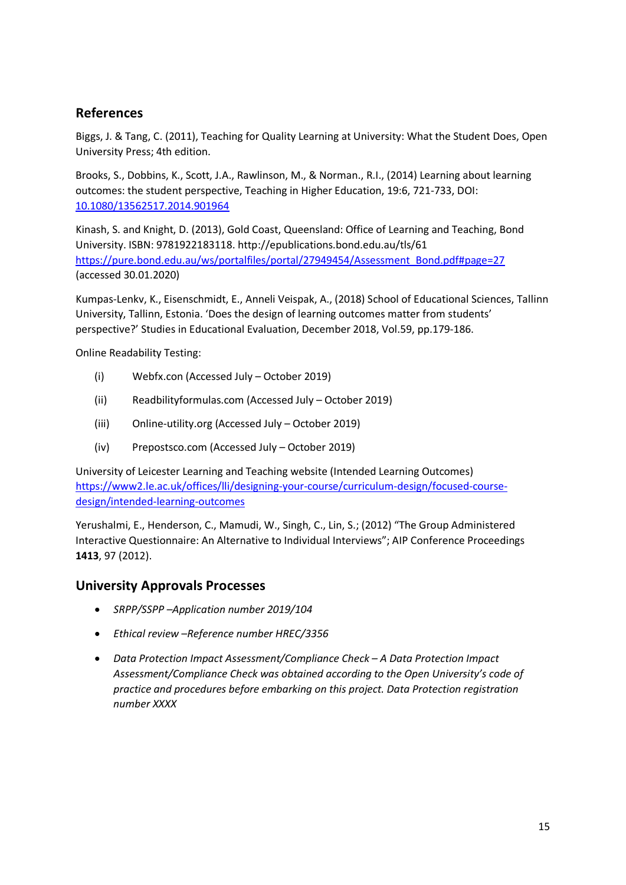## References

Biggs, J. & Tang, C. (2011), Teaching for Quality Learning at University: What the Student Does, Open University Press; 4th edition.

Brooks, S., Dobbins, K., Scott, J.A., Rawlinson, M., & Norman., R.I., (2014) Learning about learning outcomes: the student perspective, Teaching in Higher Education, 19:6, 721-733, DOI: [10.1080/13562517.2014.901964](https://doi.org/10.1080/13562517.2014.901964)

Kinash, S. and Knight, D. (2013), Gold Coast, Queensland: Office of Learning and Teaching, Bond University. ISBN: 9781922183118. http://epublications.bond.edu.au/tls/61 [https://pure.bond.edu.au/ws/portalfiles/portal/27949454/Assessment_Bond.pdf#page=27](https://pure.bond.edu.au/ws/portalfiles/portal/27949454/Assessment_Bond.pdf#page=27) (accessed 30.01.2020)

Kumpas-Lenkv, K., Eisenschmidt, E., Anneli Veispak, A., (2018) School of Educational Sciences, Tallinn University, Tallinn, Estonia. 'Does the design of learning outcomes matter from students' perspective?' Studies in Educational Evaluation, December 2018, Vol.59, pp.179-186.

Online Readability Testing:

(i) Webfx.con (Accessed July – October 2019)

(ii) Readbilityformulas.com (Accessed July – October 2019)

(iii) Online-utility.org (Accessed July – October 2019)

(iv) Prepostsco.com (Accessed July – October 2019)

University of Leicester Learning and Teaching website (Intended Learning Outcomes) [https://www2.le.ac.uk/offices/lli/designing-your-course/curriculum-design/focused-course-design/intended-learning-outcomes](https://www2.le.ac.uk/offices/lli/designing-your-course/curriculum-design/focused-course-design/intended-learning-outcomes)

Yerushalmi, E., Henderson, C., Mamudi, W., Singh, C., Lin, S.; (2012) "The Group Administered Interactive Questionnaire: An Alternative to Individual Interviews"; AIP Conference Proceedings **1413**, 97 (2012).

## University Approvals Processes

- *SRPP/SSPP –Application number 2019/104*
- *Ethical review –Reference number HREC/3356*
- *Data Protection Impact Assessment/Compliance Check – A Data Protection Impact Assessment/Compliance Check was obtained according to the Open University's code of practice and procedures before embarking on this project. Data Protection registration number XXXX*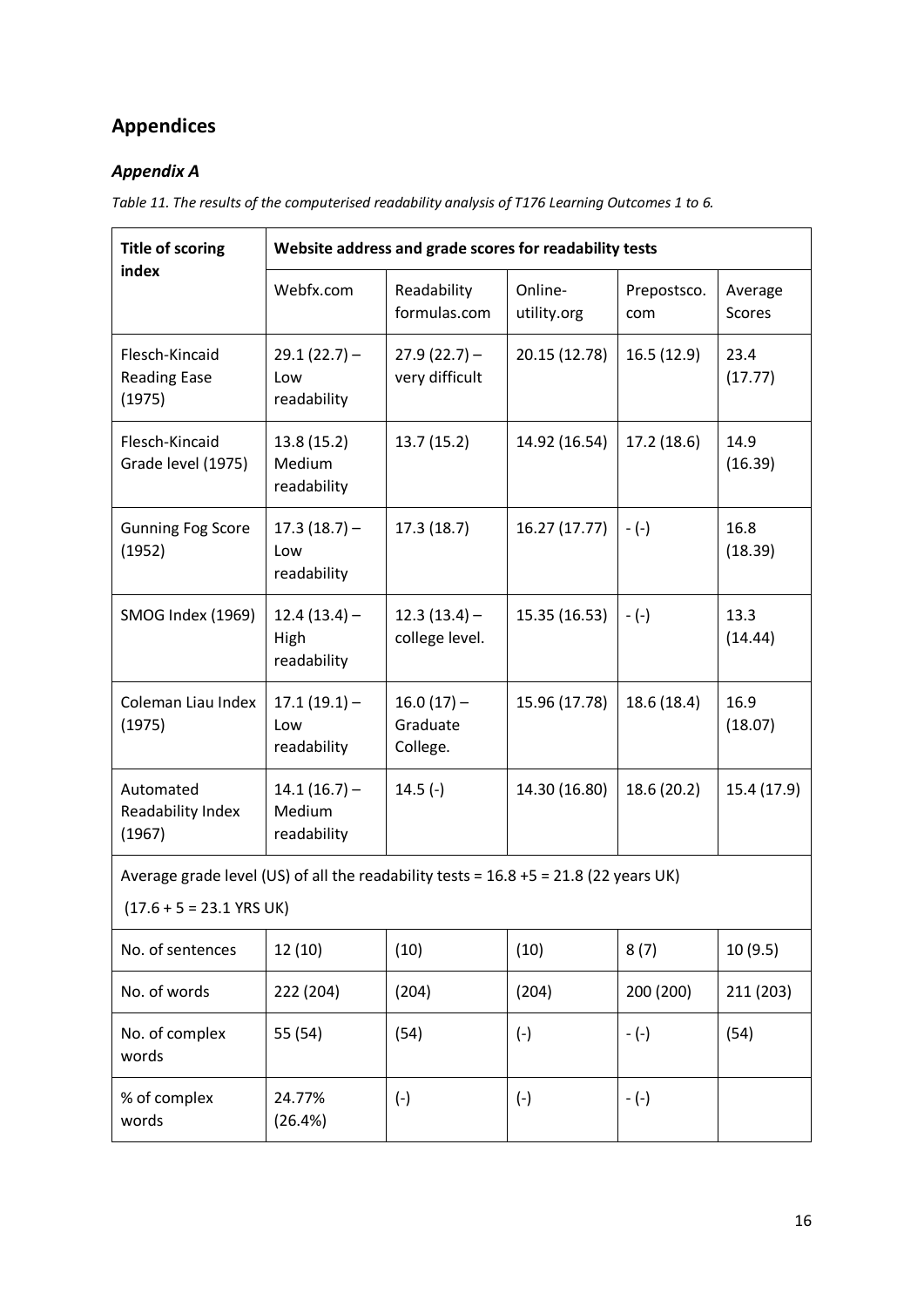## Appendices

### *Appendix A*

*Table 11. The results of the computerised readability analysis of T176 Learning Outcomes 1 to 6.*

| Title of scoring index | Website address and grade scores for readability tests | | | | |
|---|---|---|---|---|---|
| | Webfx.com | Readability formulas.com | Online-utility.org | Prepostsco.com | Average Scores |
| Flesch-Kincaid Reading Ease (1975) | 29.1 (22.7) – Low readability | 27.9 (22.7) – very difficult | 20.15 (12.78) | 16.5 (12.9) | 23.4 (17.77) |
| Flesch-Kincaid Grade level (1975) | 13.8 (15.2) Medium readability | 13.7 (15.2) | 14.92 (16.54) | 17.2 (18.6) | 14.9 (16.39) |
| Gunning Fog Score (1952) | 17.3 (18.7) – Low readability | 17.3 (18.7) | 16.27 (17.77) | - (-) | 16.8 (18.39) |
| SMOG Index (1969) | 12.4 (13.4) – High readability | 12.3 (13.4) – college level. | 15.35 (16.53) | - (-) | 13.3 (14.44) |
| Coleman Liau Index (1975) | 17.1 (19.1) – Low readability | 16.0 (17) – Graduate College. | 15.96 (17.78) | 18.6 (18.4) | 16.9 (18.07) |
| Automated Readability Index (1967) | 14.1 (16.7) – Medium readability | 14.5 (-) | 14.30 (16.80) | 18.6 (20.2) | 15.4 (17.9) |
| Average grade level (US) of all the readability tests = 16.8 +5 = 21.8 (22 years UK) (17.6 + 5 = 23.1 YRS UK) | | | | | |
| No. of sentences | 12 (10) | (10) | (10) | 8 (7) | 10 (9.5) |
| No. of words | 222 (204) | (204) | (204) | 200 (200) | 211 (203) |
| No. of complex words | 55 (54) | (54) | (-) | - (-) | (54) |
| % of complex words | 24.77% (26.4%) | (-) | (-) | - (-) | |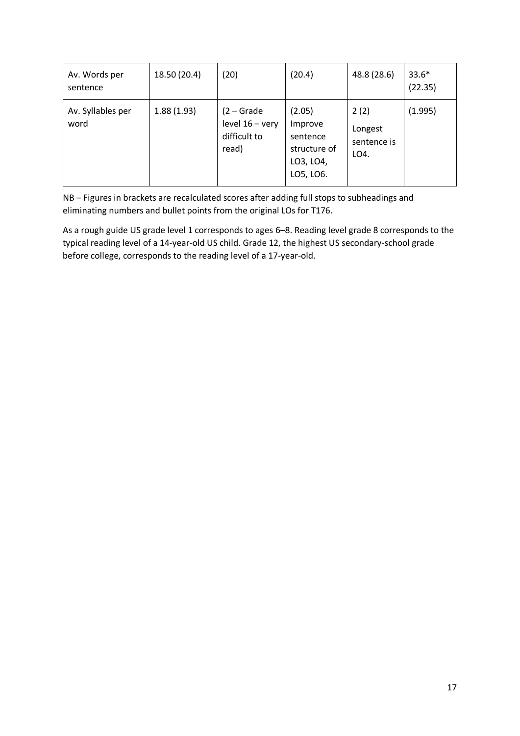| Av. Words per sentence | 18.50 (20.4) | (20) | (20.4) | 48.8 (28.6) | 33.6* (22.35) |
|---|---|---|---|---|---|
| Av. Syllables per word | 1.88 (1.93) | (2 – Grade level 16 – very difficult to read) | (2.05) Improve sentence structure of LO3, LO4, LO5, LO6. | 2 (2) Longest sentence is LO4. | (1.995) |

NB – Figures in brackets are recalculated scores after adding full stops to subheadings and eliminating numbers and bullet points from the original LOs for T176.

As a rough guide US grade level 1 corresponds to ages 6–8. Reading level grade 8 corresponds to the typical reading level of a 14-year-old US child. Grade 12, the highest US secondary-school grade before college, corresponds to the reading level of a 17-year-old.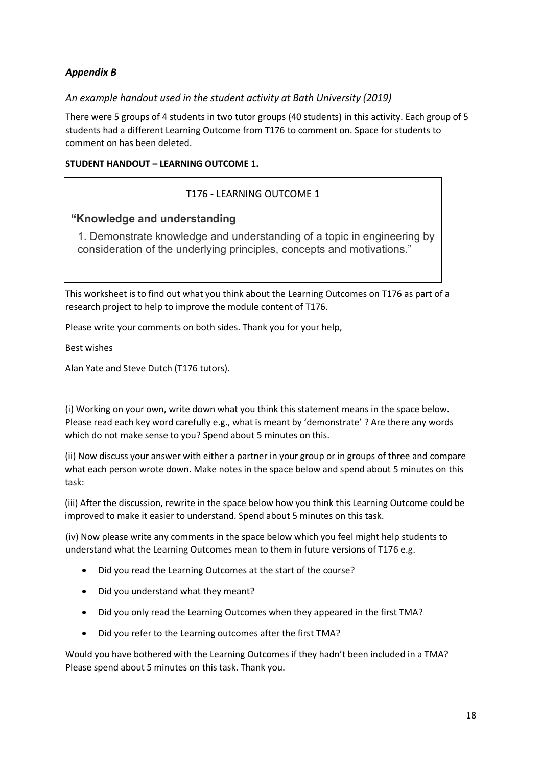***Appendix B***

*An example handout used in the student activity at Bath University (2019)*

There were 5 groups of 4 students in two tutor groups (40 students) in this activity. Each group of 5 students had a different Learning Outcome from T176 to comment on. Space for students to comment on has been deleted.

**STUDENT HANDOUT – LEARNING OUTCOME 1.**

> T176 - LEARNING OUTCOME 1
>
> **"Knowledge and understanding**
>
> 1. Demonstrate knowledge and understanding of a topic in engineering by consideration of the underlying principles, concepts and motivations."

This worksheet is to find out what you think about the Learning Outcomes on T176 as part of a research project to help to improve the module content of T176.

Please write your comments on both sides. Thank you for your help,

Best wishes

Alan Yate and Steve Dutch (T176 tutors).

(i) Working on your own, write down what you think this statement means in the space below. Please read each key word carefully e.g., what is meant by 'demonstrate' ? Are there any words which do not make sense to you? Spend about 5 minutes on this.

(ii) Now discuss your answer with either a partner in your group or in groups of three and compare what each person wrote down. Make notes in the space below and spend about 5 minutes on this task:

(iii) After the discussion, rewrite in the space below how you think this Learning Outcome could be improved to make it easier to understand. Spend about 5 minutes on this task.

(iv) Now please write any comments in the space below which you feel might help students to understand what the Learning Outcomes mean to them in future versions of T176 e.g.

- Did you read the Learning Outcomes at the start of the course?
- Did you understand what they meant?
- Did you only read the Learning Outcomes when they appeared in the first TMA?
- Did you refer to the Learning outcomes after the first TMA?

Would you have bothered with the Learning Outcomes if they hadn't been included in a TMA? Please spend about 5 minutes on this task. Thank you.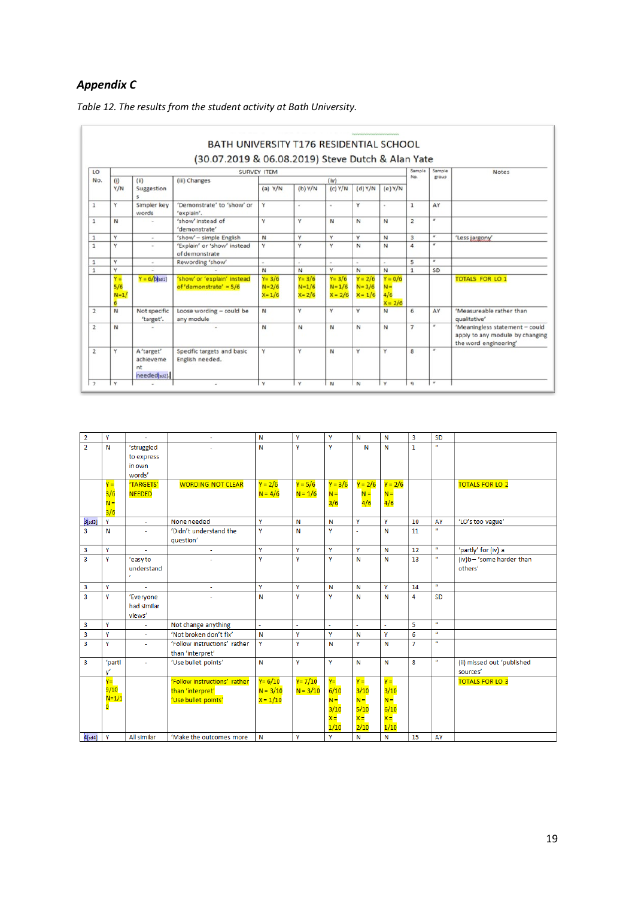## *Appendix C*

*Table 12. The results from the student activity at Bath University.*

BATH UNIVERSITY T176 RESIDENTIAL SCHOOL

(30.07.2019 & 06.08.2019) Steve Dutch & Alan Yate

| LO No. | SURVEY ITEM (i) Y/N | (ii) Suggestions | (iii) Changes | (iv) (a) Y/N | (b) Y/N | (c) Y/N | (d) Y/N | (e) Y/N | Sample No. | Sample group | Notes |
|---|---|---|---|---|---|---|---|---|---|---|---|
| 1 | Y | Simpler key words | 'Demonstrate' to 'show' or 'explain'. | Y | - | - | Y | - | 1 | AY | |
| 1 | N | - | 'show' instead of 'demonstrate' | Y | Y | N | N | N | 2 | " | |
| 1 | Y | - | 'show' – simple English | N | Y | Y | Y | N | 3 | " | 'Less jargony' |
| 1 | Y | - | 'Explain' or 'show' instead of demonstrate | Y | Y | Y | N | N | 4 | " | |
| 1 | Y | - | Rewording 'show' | - | - | - | - | - | 5 | " | |
| 1 | Y | - | | N | N | Y | N | N | 1 | SD | |
| | Y = 5/6 N=1/6 | Y = 6/6[sd1] | 'show' or 'explain' instead of 'demonstrate' = 5/6 | Y= 3/6 N=2/6 X= 1/6 | Y= 3/6 N=1/6 X= 2/6 | Y= 3/6 N=1/6 X= 2/6 | Y= 2/6 N= 3/6 X= 1/6 | Y = 0/6 N= 4/6 X= 2/6 | | | TOTALS FOR LO 1 |
| 2 | N | Not specific 'target'. | Loose wording – could be any module | N | Y | Y | Y | N | 6 | AY | 'Measureable rather than qualitative' |
| 2 | N | - | - | N | N | N | N | N | 7 | " | 'Meaningless statement – could apply to any module by changing the word engineering' |
| 2 | Y | A 'target' achievement needed[sd2] | Specific targets and basic English needed. | Y | Y | N | Y | Y | 8 | " | |
| 2 | Y | - | - | Y | Y | N | N | Y | 9 | " | |
| 2 | Y | - | - | N | Y | Y | N | N | 3 | SD | |
| 2 | N | 'struggled to express in own words' | - | N | Y | Y | N | N | 1 | " | |
| | Y = 3/6 N = 3/6 | 'TARGETS' NEEDED | WORDING NOT CLEAR | Y = 2/6 N = 4/6 | Y = 5/6 N = 1/6 | Y = 3/6 N= 3/6 | Y = 2/6 N = 4/6 | Y = 2/6 N = 4/6 | | | TOTALS FOR LO 2 |
| 3[sd3] | Y | - | None needed | Y | N | N | Y | Y | 10 | AY | 'LO's too vague' |
| 3 | N | - | 'Didn't understand the question' | Y | N | Y | - | N | 11 | " | |
| 3 | Y | - | - | Y | Y | Y | Y | N | 12 | " | 'partly' for (iv) a |
| 3 | Y | 'easy to understand' | - | Y | Y | Y | N | N | 13 | " | (iv)b – 'some harder than others' |
| 3 | Y | - | - | Y | Y | N | N | Y | 14 | " | |
| 3 | Y | 'Everyone had similar views' | - | N | Y | Y | N | N | 4 | SD | |
| 3 | Y | - | Not change anything | - | - | - | - | - | 5 | " | |
| 3 | Y | - | 'Not broken don't fix' | N | Y | Y | N | Y | 6 | " | |
| 3 | Y | - | 'Follow instructions' rather than 'interpret' | Y | Y | N | Y | N | 7 | " | |
| 3 | 'partly' | - | 'Use bullet points' | N | Y | Y | N | N | 8 | " | (ii) missed out 'published sources' |
| | Y= 9/10 N=1/10 | | 'Follow instructions' rather than 'interpret' 'Use bullet points' | Y= 6/10 N = 3/10 X= 1/10 | Y= 7/10 N= 3/10 | Y= 6/10 N= 3/10 X= 1/10 | Y= 3/10 N= 5/10 X= 2/10 | Y= 3/10 N= 6/10 X= 1/10 | | | TOTALS FOR LO 3 |
| 4[sd4] | Y | All similar | 'Make the outcomes more | N | Y | Y | N | N | 15 | AY | |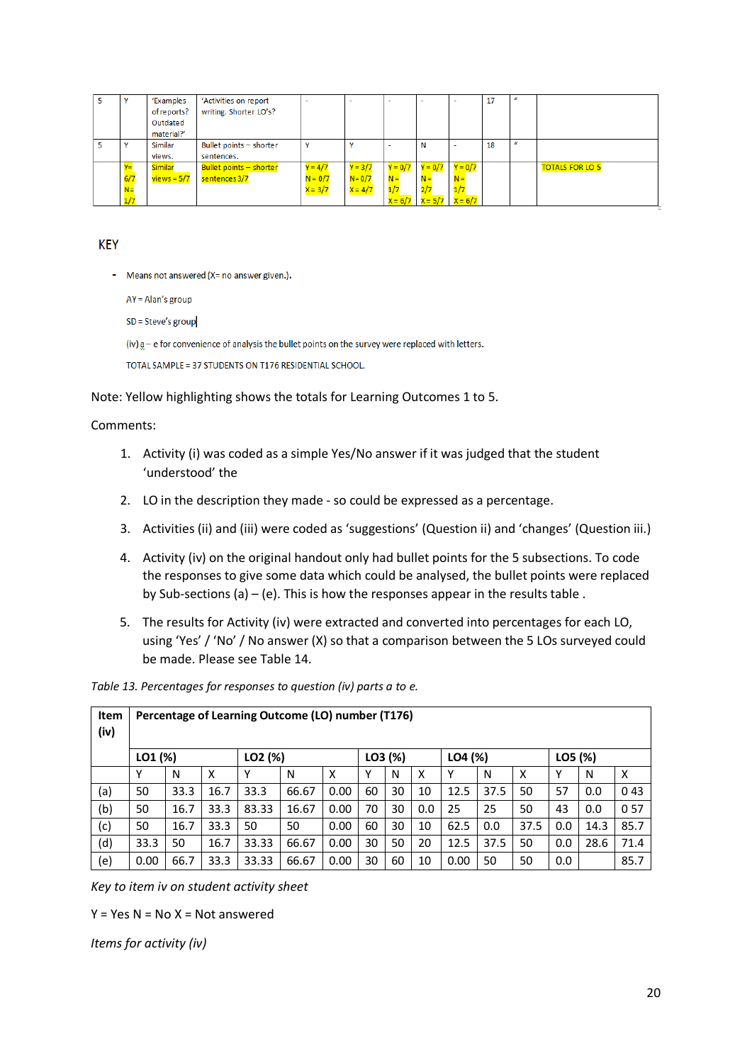| 5 | Y | 'Examples of reports? Outdated material?' | 'Activities on report writing. Shorter LO's?' | - | - | - | - | - | 17 | " | |
|---|---|---|---|---|---|---|---|---|---|---|---|
| 5 | Y | Similar views. | Bullet points – shorter sentences. | Y | Y | - | N | - | 18 | " | |
| | Y= 6/7 N= 1/7 | Similar views = 5/7 | Bullet points – shorter sentences 3/7 | Y = 4/7 N = 0/7 X = 3/7 | Y = 3/7 N= 0/7 X = 4/7 | Y = 0/7 N = 1/7 X = 6/7 | Y = 0/7 N = 2/7 X = 5/7 | Y = 0/7 N = 1/7 X = 6/7 | | | TOTALS FOR LO 5 |

KEY

- Means not answered (X= no answer given.).

AY = Alan's group

SD = Steve's group

(iv) a – e for convenience of analysis the bullet points on the survey were replaced with letters.

TOTAL SAMPLE = 37 STUDENTS ON T176 RESIDENTIAL SCHOOL.

Note: Yellow highlighting shows the totals for Learning Outcomes 1 to 5.

Comments:

1. Activity (i) was coded as a simple Yes/No answer if it was judged that the student 'understood' the
2. LO in the description they made - so could be expressed as a percentage.
3. Activities (ii) and (iii) were coded as 'suggestions' (Question ii) and 'changes' (Question iii.)
4. Activity (iv) on the original handout only had bullet points for the 5 subsections. To code the responses to give some data which could be analysed, the bullet points were replaced by Sub-sections (a) – (e). This is how the responses appear in the results table .
5. The results for Activity (iv) were extracted and converted into percentages for each LO, using 'Yes' / 'No' / No answer (X) so that a comparison between the 5 LOs surveyed could be made. Please see Table 14.

*Table 13. Percentages for responses to question (iv) parts a to e.*

| **Item (iv)** | **Percentage of Learning Outcome (LO) number (T176)** | | | | | | | | | | | | | | |
|---|---|---|---|---|---|---|---|---|---|---|---|---|---|---|---|
| | **LO1 (%)** | | | **LO2 (%)** | | | **LO3 (%)** | | | **LO4 (%)** | | | **LO5 (%)** | | |
| | Y | N | X | Y | N | X | Y | N | X | Y | N | X | Y | N | X |
| (a) | 50 | 33.3 | 16.7 | 33.3 | 66.67 | 0.00 | 60 | 30 | 10 | 12.5 | 37.5 | 50 | 57 | 0.0 | 0 43 |
| (b) | 50 | 16.7 | 33.3 | 83.33 | 16.67 | 0.00 | 70 | 30 | 0.0 | 25 | 25 | 50 | 43 | 0.0 | 0 57 |
| (c) | 50 | 16.7 | 33.3 | 50 | 50 | 0.00 | 60 | 30 | 10 | 62.5 | 0.0 | 37.5 | 0.0 | 14.3 | 85.7 |
| (d) | 33.3 | 50 | 16.7 | 33.33 | 66.67 | 0.00 | 30 | 50 | 20 | 12.5 | 37.5 | 50 | 0.0 | 28.6 | 71.4 |
| (e) | 0.00 | 66.7 | 33.3 | 33.33 | 66.67 | 0.00 | 30 | 60 | 10 | 0.00 | 50 | 50 | 0.0 | | 85.7 |

*Key to item iv on student activity sheet*

Y = Yes N = No X = Not answered

*Items for activity (iv)*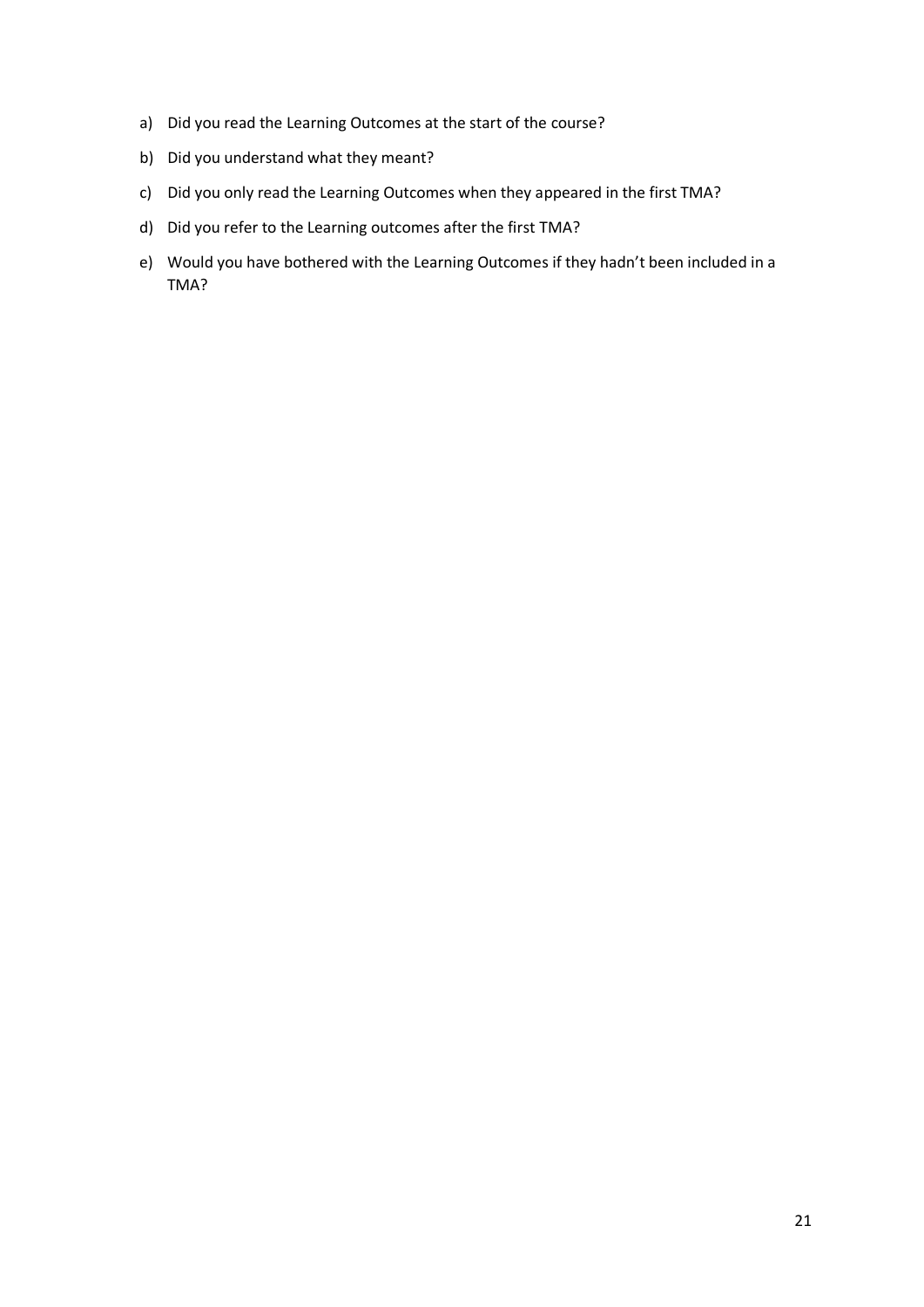a) Did you read the Learning Outcomes at the start of the course?

b) Did you understand what they meant?

c) Did you only read the Learning Outcomes when they appeared in the first TMA?

d) Did you refer to the Learning outcomes after the first TMA?

e) Would you have bothered with the Learning Outcomes if they hadn't been included in a TMA?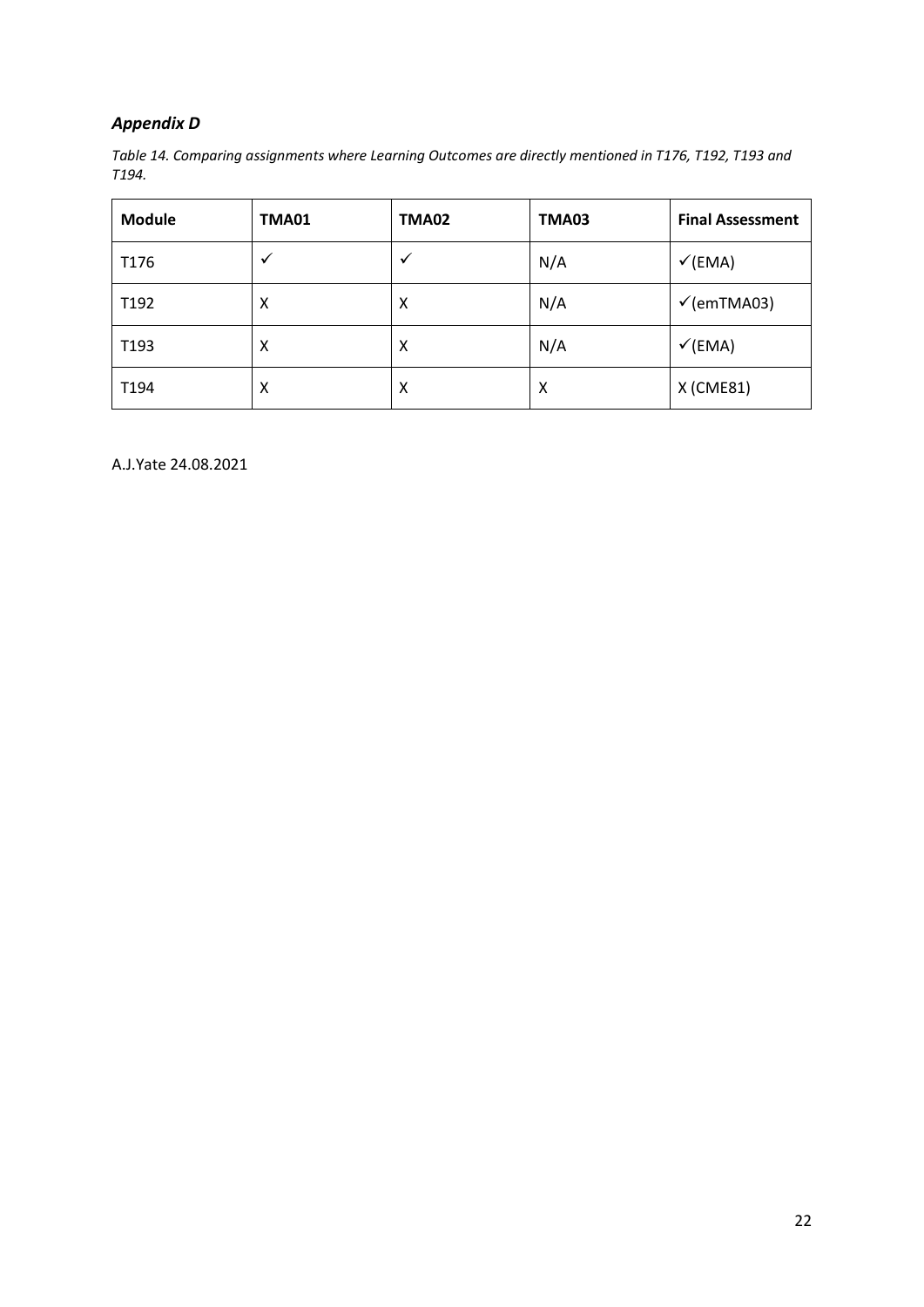## *Appendix D*

*Table 14. Comparing assignments where Learning Outcomes are directly mentioned in T176, T192, T193 and T194.*

| **Module** | **TMA01** | **TMA02** | **TMA03** | **Final Assessment** |
|---|---|---|---|---|
| T176 | ✓ | ✓ | N/A | ✓(EMA) |
| T192 | X | X | N/A | ✓(emTMA03) |
| T193 | X | X | N/A | ✓(EMA) |
| T194 | X | X | X | X (CME81) |

A.J.Yate 24.08.2021